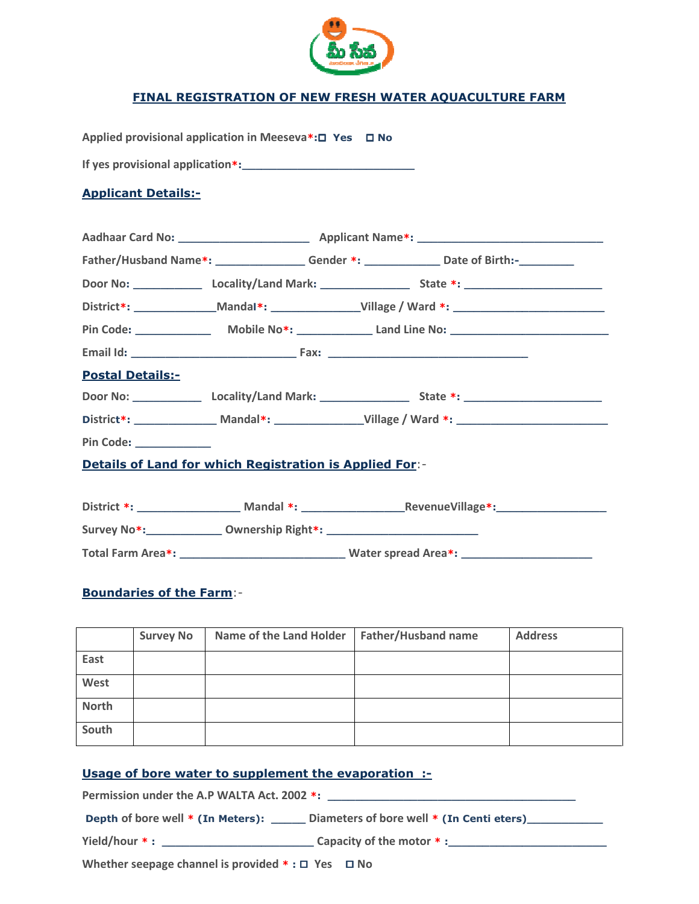# FINAL REGISTRATION OF NEW FRESH WATER AQUACULTURE FARM

Applied provisional application in Meeseva*: ☐ Yes ☐ No

If yes provisional application*:____________________________

## Applicant Details:-

Aadhaar Card No: ______________________ Applicant Name*: ________________________________

Father/Husband Name*: _______________ Gender *: _____________ Date of Birth:-_________

Door No: ____________ Locality/Land Mark: _______________ State *: ________________________

District*: ______________Mandal*: _______________Village / Ward *: __________________________

Pin Code: _____________ Mobile No*: _____________ Land Line No: ___________________________

Email Id: ____________________________ Fax: ___________________________________

## Postal Details:-

Door No: ____________ Locality/Land Mark: _______________ State *: ________________________

District*: ______________ Mandal*: _______________Village / Ward *: __________________________

Pin Code: _____________

## Details of Land for which Registration is Applied For:-

District *: _________________ Mandal *: _________________RevenueVillage*:___________________

Survey No*:_____________ Ownership Right*: __________________________

Total Farm Area*: ____________________________ Water spread Area*: ______________________

## Boundaries of the Farm:-

| | Survey No | Name of the Land Holder | Father/Husband name | Address |
|---|---|---|---|---|
| East | | | | |
| West | | | | |
| North | | | | |
| South | | | | |

## Usage of bore water to supplement the evaporation :-

Permission under the A.P WALTA Act. 2002 *: ___________________________________________

Depth of bore well * (In Meters): ______ Diameters of bore well * (In Centi eters)_____________

Yield/hour * : __________________________ Capacity of the motor * :___________________________

Whether seepage channel is provided * : ☐ Yes ☐ No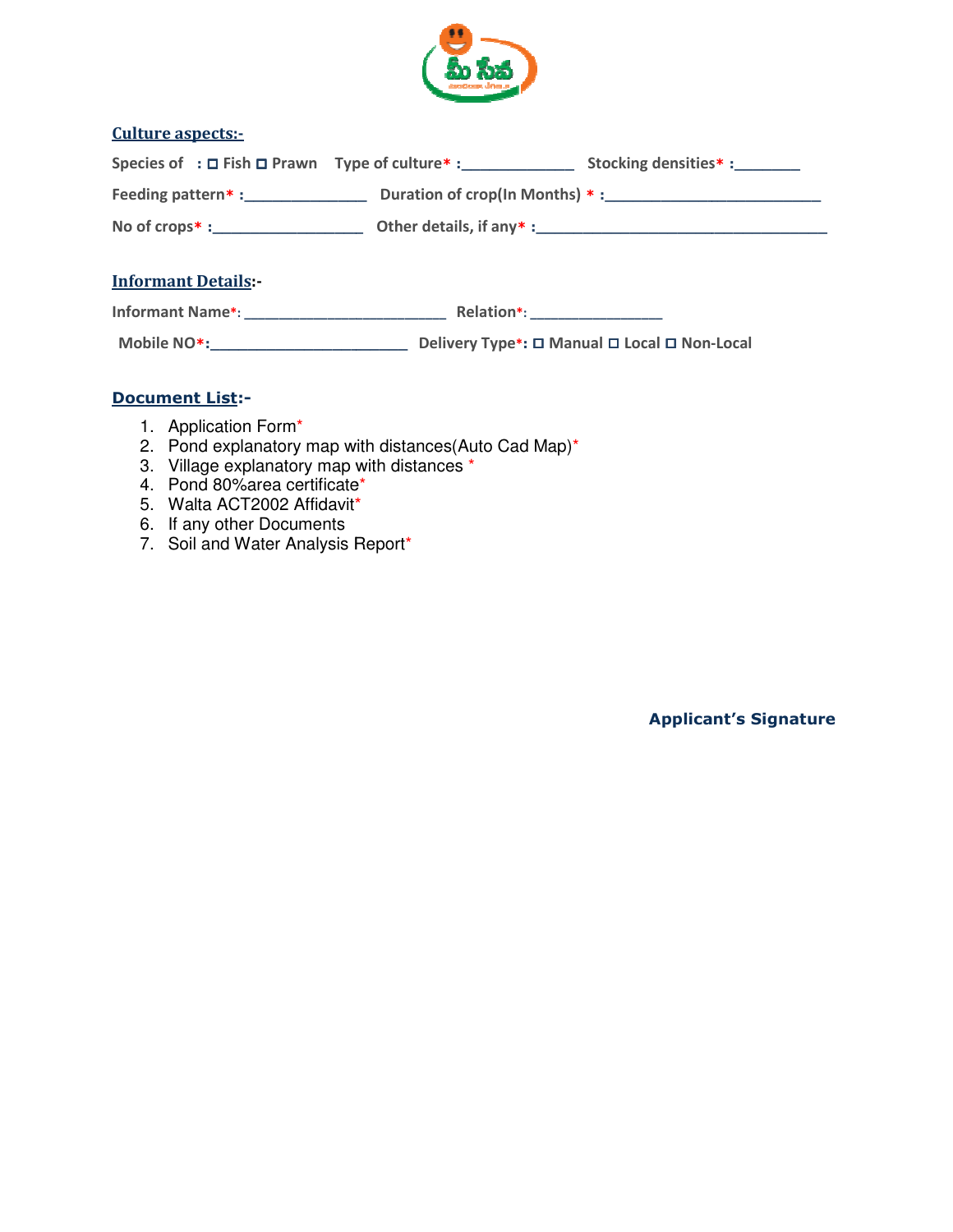## Culture aspects:-

Species of : ☐ Fish ☐ Prawn   Type of culture* :______________   Stocking densities* :________

Feeding pattern* :_______________   Duration of crop(In Months) * :___________________________

No of crops* :___________________   Other details, if any* :____________________________________

## Informant Details:-

Informant Name*: _________________________   Relation*: ________________

Mobile NO*:_________________________   Delivery Type*: ☐ Manual ☐ Local ☐ Non-Local

## Document List:-

1. Application Form*
2. Pond explanatory map with distances(Auto Cad Map)*
3. Village explanatory map with distances *
4. Pond 80%area certificate*
5. Walta ACT2002 Affidavit*
6. If any other Documents
7. Soil and Water Analysis Report*

**Applicant's Signature**